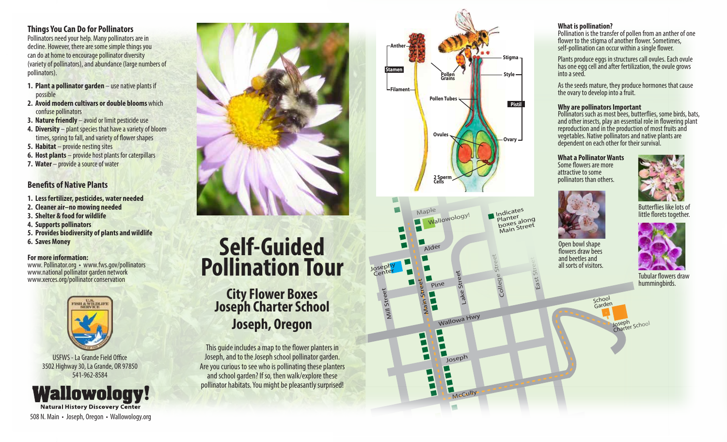## Things You Can Do for Pollinators

Pollinators need your help. Many pollinators are in decline. However, there are some simple things you can do at home to encourage pollinator diversity (variety of pollinators), and abundance (large numbers of pollinators).

1. **Plant a pollinator garden** – use native plants if possible
2. **Avoid modern cultivars or double blooms** which confuse pollinators
3. **Nature friendly** – avoid or limit pesticide use
4. **Diversity** – plant species that have a variety of bloom times, spring to fall, and variety of flower shapes
5. **Habitat** – provide nesting sites
6. **Host plants** – provide host plants for caterpillars
7. **Water** – provide a source of water

## Benefits of Native Plants

1. **Less fertilizer, pesticides, water needed**
2. **Cleaner air–no mowing needed**
3. **Shelter & food for wildlife**
4. **Supports pollinators**
5. **Provides biodiversity of plants and wildlife**
6. **Saves Money**

**For more information:**
www. Pollinator.org • www.fws.gov/pollinators
www.national pollinator garden network
www.xerces.org/pollinator conservation

USFWS - La Grande Field Office
3502 Highway 30, La Grande, OR 97850
541-962-8584

**Wallowology!**
**Natural History Discovery Center**
508 N. Main • Joseph, Oregon • Wallowology.org

# Self-Guided Pollination Tour

## City Flower Boxes
## Joseph Charter School
## Joseph, Oregon

This guide includes a map to the flower planters in Joseph, and to the Joseph school pollinator garden. Are you curious to see who is pollinating these planters and school garden? If so, then walk/explore these pollinator habitats. You might be pleasantly surprised!

Anther, Stamen, Filament, Pollen Grains, Pollen Tubes, Ovules, 2 Sperm Cells, Stigma, Style, Pistil, Ovary

Maple, Wallowology!, Alder, Joseph Center, Pine, Mill Street, Main Street, Lake Street, College Street, East Street, Wallowa Hwy, Joseph, McCully, School Garden, Joseph Charter School

Indicates Planter boxes along Main Street

### What is pollination?

Pollination is the transfer of pollen from an anther of one flower to the stigma of another flower. Sometimes, self-pollination can occur within a single flower.

Plants produce eggs in structures call ovules. Each ovule has one egg cell and after fertilization, the ovule grows into a seed.

As the seeds mature, they produce hormones that cause the ovary to develop into a fruit.

### Why are pollinators Important

Pollinators such as most bees, butterflies, some birds, bats, and other insects, play an essential role in flowering plant reproduction and in the production of most fruits and vegetables. Native pollinators and native plants are dependent on each other for their survival.

### What a Pollinator Wants

Some flowers are more attractive to some pollinators than others.

Open bowl shape flowers draw bees and beetles and all sorts of visitors.

Butterflies like lots of little florets together.

Tubular flowers draw hummingbirds.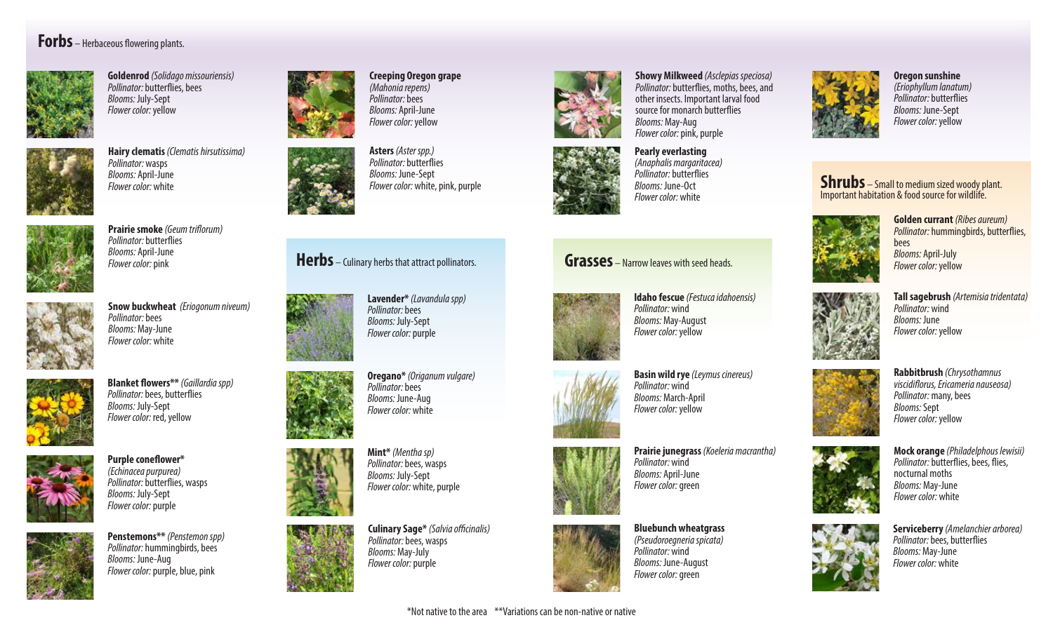## Forbs – Herbaceous flowering plants.

**Goldenrod** *(Solidago missouriensis)*
*Pollinator:* butterflies, bees
*Blooms:* July-Sept
*Flower color:* yellow

**Hairy clematis** *(Clematis hirsutissima)*
*Pollinator:* wasps
*Blooms:* April-June
*Flower color:* white

**Prairie smoke** *(Geum triflorum)*
*Pollinator:* butterflies
*Blooms:* April-June
*Flower color:* pink

**Snow buckwheat** *(Eriogonum niveum)*
*Pollinator:* bees
*Blooms:* May-June
*Flower color:* white

**Blanket flowers**** *(Gaillardia spp)*
*Pollinator:* bees, butterflies
*Blooms:* July-Sept
*Flower color:* red, yellow

**Purple coneflower*** *(Echinacea purpurea)*
*Pollinator:* butterflies, wasps
*Blooms:* July-Sept
*Flower color:* purple

**Penstemons**** *(Penstemon spp)*
*Pollinator:* hummingbirds, bees
*Blooms:* June-Aug
*Flower color:* purple, blue, pink

**Creeping Oregon grape** *(Mahonia repens)*
*Pollinator:* bees
*Blooms:* April-June
*Flower color:* yellow

**Asters** *(Aster spp.)*
*Pollinator:* butterflies
*Blooms:* June-Sept
*Flower color:* white, pink, purple

**Showy Milkweed** *(Asclepias speciosa)*
*Pollinator:* butterflies, moths, bees, and other insects. Important larval food source for monarch butterflies
*Blooms:* May-Aug
*Flower color:* pink, purple

**Pearly everlasting** *(Anaphalis margaritacea)*
*Pollinator:* butterflies
*Blooms:* June-Oct
*Flower color:* white

**Oregon sunshine** *(Eriophyllum lanatum)*
*Pollinator:* butterflies
*Blooms:* June-Sept
*Flower color:* yellow

## Herbs – Culinary herbs that attract pollinators.

**Lavender*** *(Lavandula spp)*
*Pollinator:* bees
*Blooms:* July-Sept
*Flower color:* purple

**Oregano*** *(Origanum vulgare)*
*Pollinator:* bees
*Blooms:* June-Aug
*Flower color:* white

**Mint*** *(Mentha sp)*
*Pollinator:* bees, wasps
*Blooms:* July-Sept
*Flower color:* white, purple

**Culinary Sage*** *(Salvia officinalis)*
*Pollinator:* bees, wasps
*Blooms:* May-July
*Flower color:* purple

## Grasses – Narrow leaves with seed heads.

**Idaho fescue** *(Festuca idahoensis)*
*Pollinator:* wind
*Blooms:* May-August
*Flower color:* yellow

**Basin wild rye** *(Leymus cinereus)*
*Pollinator:* wind
*Blooms:* March-April
*Flower color:* yellow

**Prairie junegrass** *(Koeleria macrantha)*
*Pollinator:* wind
*Blooms:* April-June
*Flower color:* green

**Bluebunch wheatgrass** *(Pseudoroegneria spicata)*
*Pollinator:* wind
*Blooms:* June-August
*Flower color:* green

## Shrubs – Small to medium sized woody plant. Important habitation & food source for wildlife.

**Golden currant** *(Ribes aureum)*
*Pollinator:* hummingbirds, butterflies, bees
*Blooms:* April-July
*Flower color:* yellow

**Tall sagebrush** *(Artemisia tridentata)*
*Pollinator:* wind
*Blooms:* June
*Flower color:* yellow

**Rabbitbrush** *(Chrysothamnus viscidiflorus, Ericameria nauseosa)*
*Pollinator:* many, bees
*Blooms:* Sept
*Flower color:* yellow

**Mock orange** *(Philadelphous lewisii)*
*Pollinator:* butterflies, bees, flies, nocturnal moths
*Blooms:* May-June
*Flower color:* white

**Serviceberry** *(Amelanchier arborea)*
*Pollinator:* bees, butterflies
*Blooms:* May-June
*Flower color:* white

*Not native to the area **Variations can be non-native or native